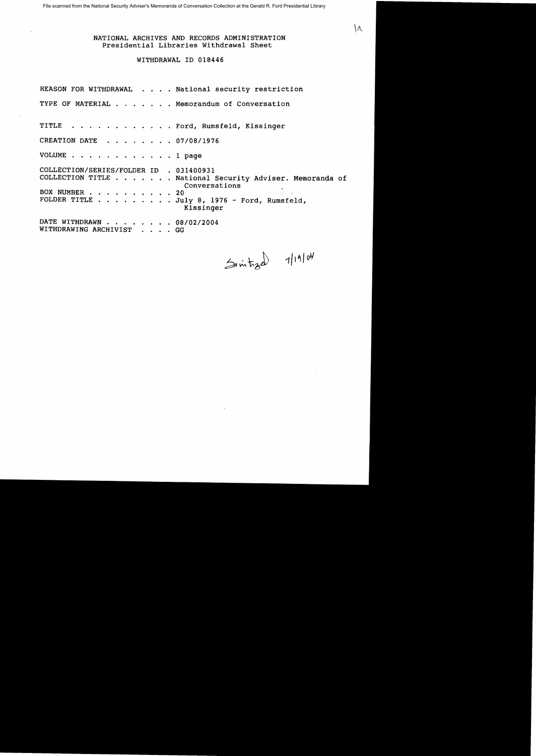File scanned from the National Security Adviser's Memoranda of Conversation Collection at the Gerald R. Ford Presidential Library

1a

NATIONAL ARCHIVES AND RECORDS ADMINISTRATION
Presidential Libraries Withdrawal Sheet

WITHDRAWAL ID 018446

REASON FOR WITHDRAWAL . . . . National security restriction

TYPE OF MATERIAL . . . . . . . Memorandum of Conversation

TITLE . . . . . . . . . . . . Ford, Rumsfeld, Kissinger

CREATION DATE . . . . . . . . 07/08/1976

VOLUME . . . . . . . . . . . . 1 page

COLLECTION/SERIES/FOLDER ID . 031400931
COLLECTION TITLE . . . . . . . National Security Adviser. Memoranda of Conversations
BOX NUMBER . . . . . . . . . . 20
FOLDER TITLE . . . . . . . . . July 8, 1976 - Ford, Rumsfeld, Kissinger

DATE WITHDRAWN . . . . . . . . 08/02/2004
WITHDRAWING ARCHIVIST . . . . GG

Sanitized 7/19/04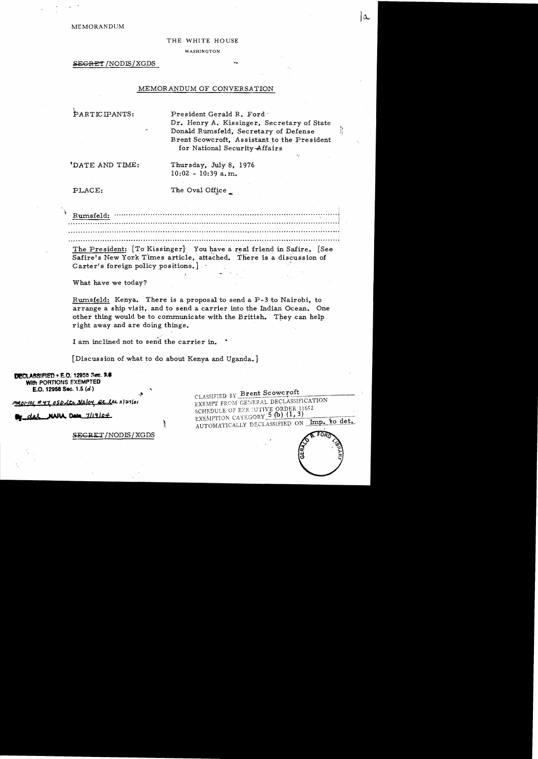MEMORANDUM

THE WHITE HOUSE

WASHINGTON

~~SECRET~~/NODIS/XGDS

MEMORANDUM OF CONVERSATION

PARTICIPANTS: President Gerald R. Ford
Dr. Henry A. Kissinger, Secretary of State
Donald Rumsfeld, Secretary of Defense
Brent Scowcroft, Assistant to the President for National Security Affairs

DATE AND TIME: Thursday, July 8, 1976
10:02 - 10:39 a.m.

PLACE: The Oval Office

Rumsfeld: ..........................................................................................
..........................................................................................
..........................................................................................
..........................................................................................

The President: [To Kissinger] You have a real friend in Safire. [See Safire's New York Times article, attached. There is a discussion of Carter's foreign policy positions.]

What have we today?

Rumsfeld: Kenya. There is a proposal to send a P-3 to Nairobi, to arrange a ship visit, and to send a carrier into the Indian Ocean. One other thing would be to communicate with the British. They can help right away and are doing things.

I am inclined not to send the carrier in.

[Discussion of what to do about Kenya and Uganda.]

DECLASSIFIED • E.O. 12958 Sec. 3.6
With PORTIONS EXEMPTED
E.O. 12958 Sec. 1.5 (d)

MR01-101, #47, OSD ltr 3/2/04, St. ltr 11/27/01

By dal NARA, Date 7/19/04

CLASSIFIED BY Brent Scowcroft
EXEMPT FROM GENERAL DECLASSIFICATION
SCHEDULE OF EXECUTIVE ORDER 11652
EXEMPTION CATEGORY 5 (b) (1, 3)
AUTOMATICALLY DECLASSIFIED ON Imp. to det.

~~SECRET~~/NODIS/XGDS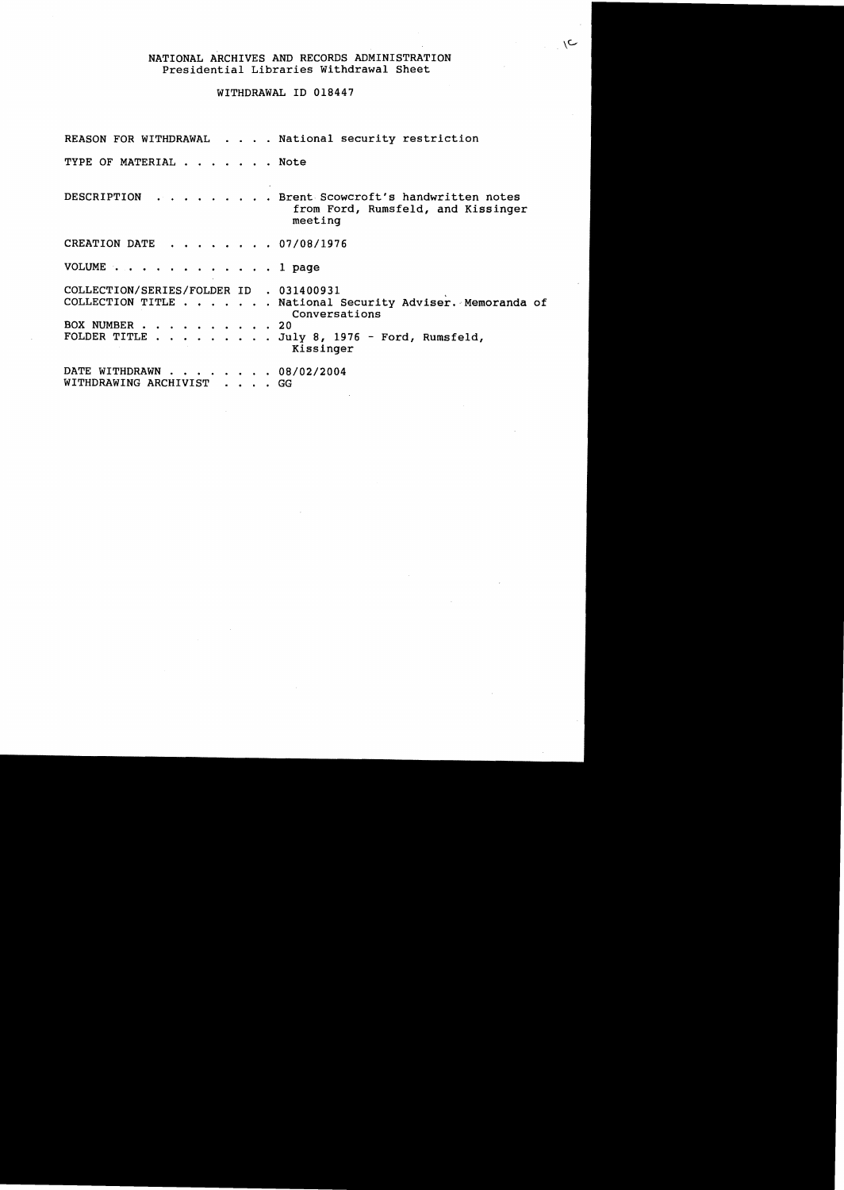NATIONAL ARCHIVES AND RECORDS ADMINISTRATION
Presidential Libraries Withdrawal Sheet

WITHDRAWAL ID 018447

REASON FOR WITHDRAWAL . . . . National security restriction

TYPE OF MATERIAL . . . . . . . Note

DESCRIPTION . . . . . . . . . Brent Scowcroft's handwritten notes from Ford, Rumsfeld, and Kissinger meeting

CREATION DATE . . . . . . . . 07/08/1976

VOLUME . . . . . . . . . . . . 1 page

COLLECTION/SERIES/FOLDER ID . 031400931
COLLECTION TITLE . . . . . . . National Security Adviser. Memoranda of Conversations
BOX NUMBER . . . . . . . . . . 20
FOLDER TITLE . . . . . . . . . July 8, 1976 - Ford, Rumsfeld, Kissinger

DATE WITHDRAWN . . . . . . . . 08/02/2004
WITHDRAWING ARCHIVIST . . . . GG